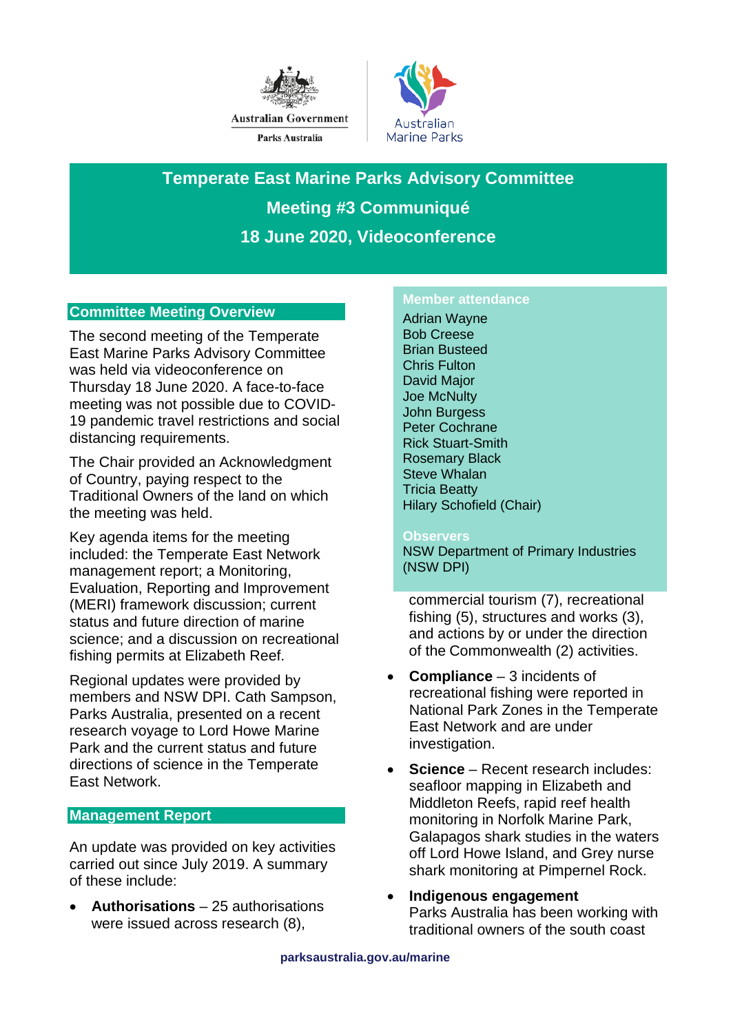Australian Government

Parks Australia

Australian Marine Parks

# Temperate East Marine Parks Advisory Committee

# Meeting #3 Communiqué

# 18 June 2020, Videoconference

## Committee Meeting Overview

The second meeting of the Temperate East Marine Parks Advisory Committee was held via videoconference on Thursday 18 June 2020. A face-to-face meeting was not possible due to COVID-19 pandemic travel restrictions and social distancing requirements.

The Chair provided an Acknowledgment of Country, paying respect to the Traditional Owners of the land on which the meeting was held.

Key agenda items for the meeting included: the Temperate East Network management report; a Monitoring, Evaluation, Reporting and Improvement (MERI) framework discussion; current status and future direction of marine science; and a discussion on recreational fishing permits at Elizabeth Reef.

Regional updates were provided by members and NSW DPI. Cath Sampson, Parks Australia, presented on a recent research voyage to Lord Howe Marine Park and the current status and future directions of science in the Temperate East Network.

## Management Report

An update was provided on key activities carried out since July 2019. A summary of these include:

- **Authorisations** – 25 authorisations were issued across research (8), commercial tourism (7), recreational fishing (5), structures and works (3), and actions by or under the direction of the Commonwealth (2) activities.
- **Compliance** – 3 incidents of recreational fishing were reported in National Park Zones in the Temperate East Network and are under investigation.
- **Science** – Recent research includes: seafloor mapping in Elizabeth and Middleton Reefs, rapid reef health monitoring in Norfolk Marine Park, Galapagos shark studies in the waters off Lord Howe Island, and Grey nurse shark monitoring at Pimpernel Rock.
- **Indigenous engagement**
  Parks Australia has been working with traditional owners of the south coast

### Member attendance

Adrian Wayne
Bob Creese
Brian Busteed
Chris Fulton
David Major
Joe McNulty
John Burgess
Peter Cochrane
Rick Stuart-Smith
Rosemary Black
Steve Whalan
Tricia Beatty
Hilary Schofield (Chair)

### Observers

NSW Department of Primary Industries (NSW DPI)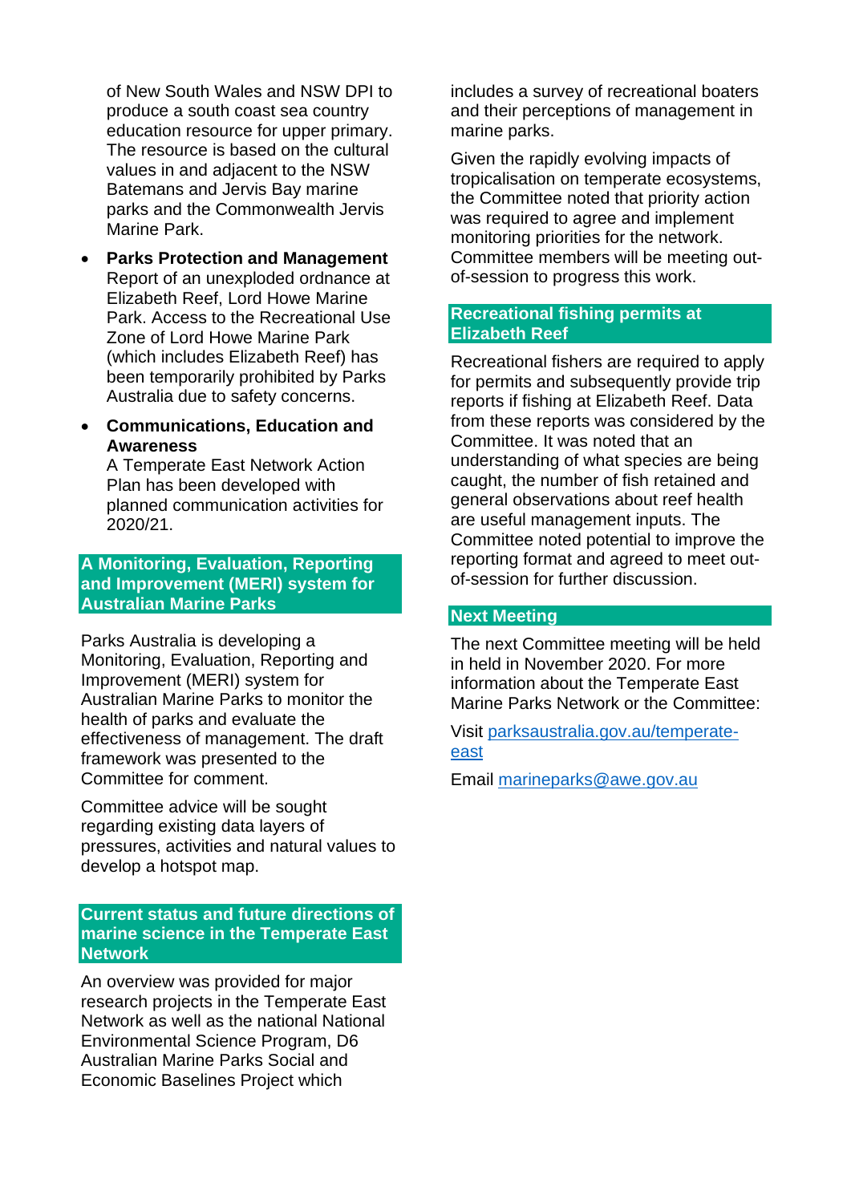of New South Wales and NSW DPI to produce a south coast sea country education resource for upper primary. The resource is based on the cultural values in and adjacent to the NSW Batemans and Jervis Bay marine parks and the Commonwealth Jervis Marine Park.

- **Parks Protection and Management**
  Report of an unexploded ordnance at Elizabeth Reef, Lord Howe Marine Park. Access to the Recreational Use Zone of Lord Howe Marine Park (which includes Elizabeth Reef) has been temporarily prohibited by Parks Australia due to safety concerns.
- **Communications, Education and Awareness**
  A Temperate East Network Action Plan has been developed with planned communication activities for 2020/21.

## A Monitoring, Evaluation, Reporting and Improvement (MERI) system for Australian Marine Parks

Parks Australia is developing a Monitoring, Evaluation, Reporting and Improvement (MERI) system for Australian Marine Parks to monitor the health of parks and evaluate the effectiveness of management. The draft framework was presented to the Committee for comment.

Committee advice will be sought regarding existing data layers of pressures, activities and natural values to develop a hotspot map.

## Current status and future directions of marine science in the Temperate East Network

An overview was provided for major research projects in the Temperate East Network as well as the national National Environmental Science Program, D6 Australian Marine Parks Social and Economic Baselines Project which includes a survey of recreational boaters and their perceptions of management in marine parks.

Given the rapidly evolving impacts of tropicalisation on temperate ecosystems, the Committee noted that priority action was required to agree and implement monitoring priorities for the network. Committee members will be meeting out-of-session to progress this work.

## Recreational fishing permits at Elizabeth Reef

Recreational fishers are required to apply for permits and subsequently provide trip reports if fishing at Elizabeth Reef. Data from these reports was considered by the Committee. It was noted that an understanding of what species are being caught, the number of fish retained and general observations about reef health are useful management inputs. The Committee noted potential to improve the reporting format and agreed to meet out-of-session for further discussion.

## Next Meeting

The next Committee meeting will be held in held in November 2020. For more information about the Temperate East Marine Parks Network or the Committee:

Visit [parksaustralia.gov.au/temperate-east](parksaustralia.gov.au/temperate-east)

Email [marineparks@awe.gov.au](mailto:marineparks@awe.gov.au)